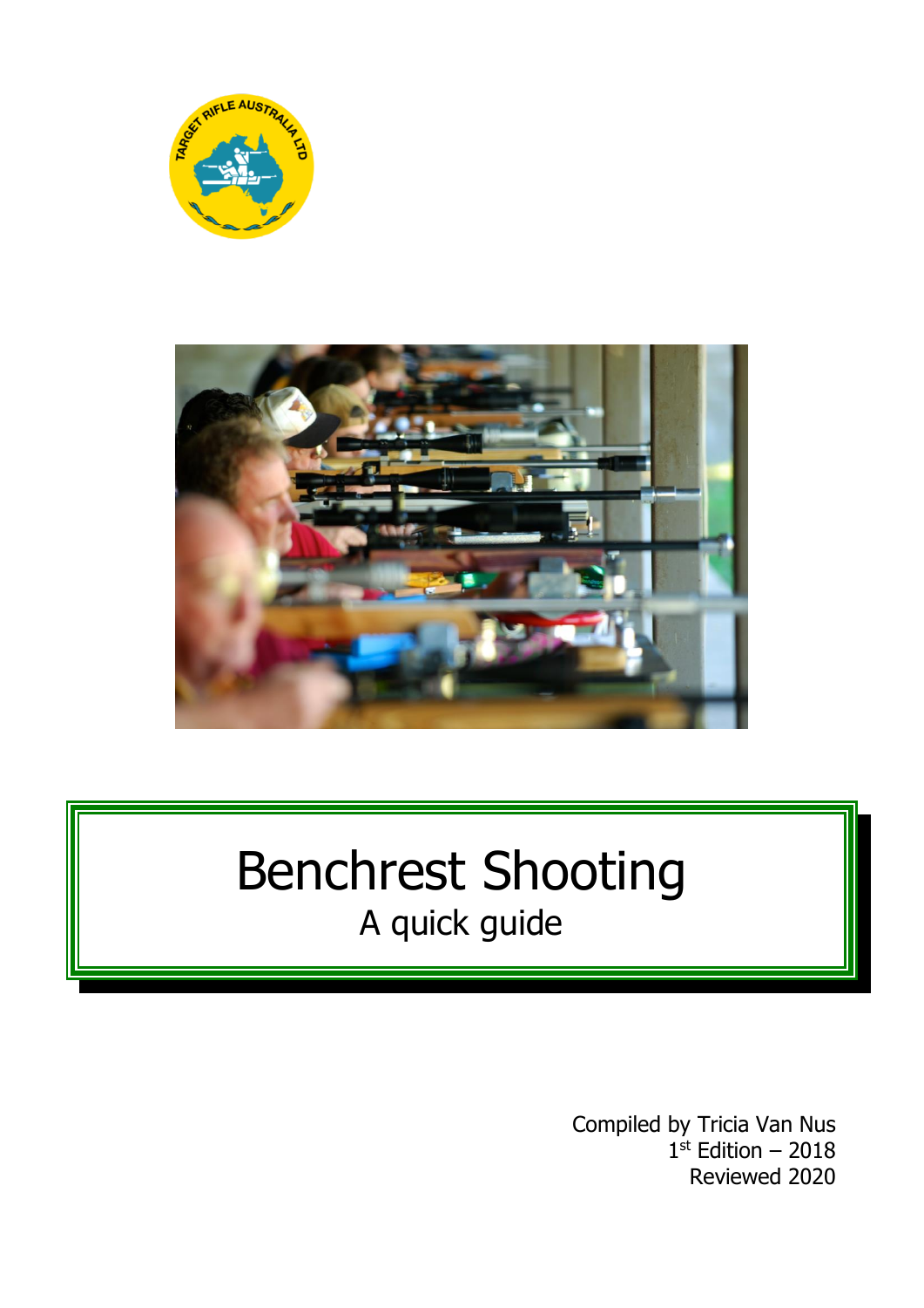# Benchrest Shooting

A quick guide

Compiled by Tricia Van Nus
1st Edition – 2018
Reviewed 2020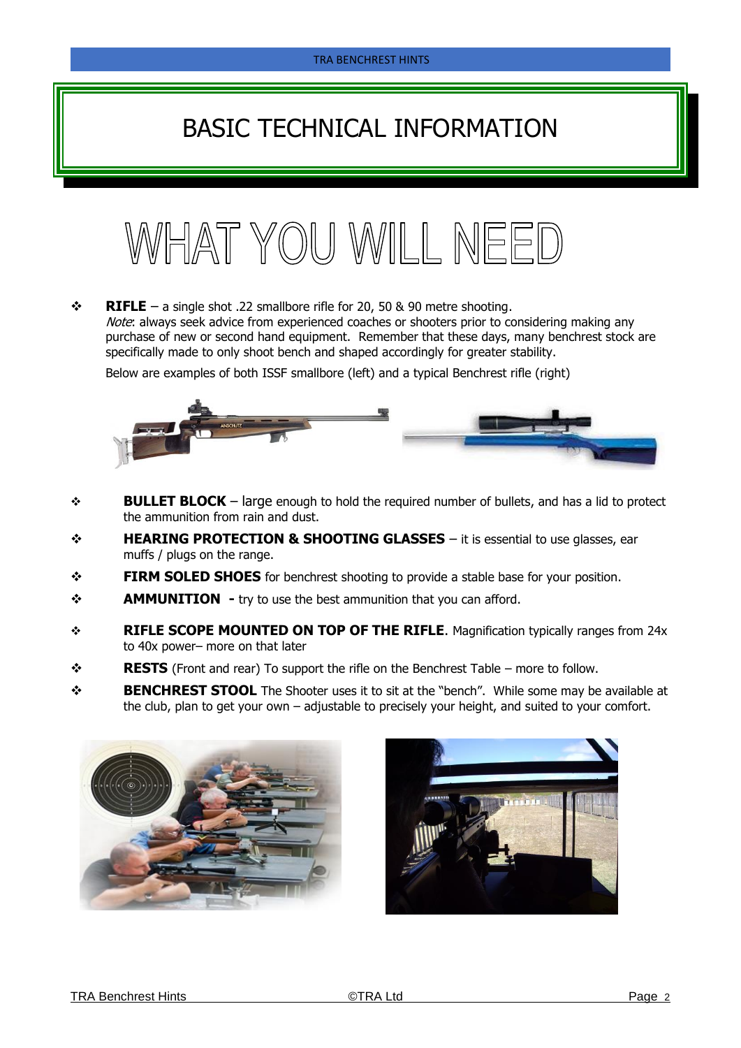# BASIC TECHNICAL INFORMATION

## WHAT YOU WILL NEED

- **RIFLE** – a single shot .22 smallbore rifle for 20, 50 & 90 metre shooting.
  *Note*: always seek advice from experienced coaches or shooters prior to considering making any purchase of new or second hand equipment. Remember that these days, many benchrest stock are specifically made to only shoot bench and shaped accordingly for greater stability.

  Below are examples of both ISSF smallbore (left) and a typical Benchrest rifle (right)

- **BULLET BLOCK** – large enough to hold the required number of bullets, and has a lid to protect the ammunition from rain and dust.
- **HEARING PROTECTION & SHOOTING GLASSES** – it is essential to use glasses, ear muffs / plugs on the range.
- **FIRM SOLED SHOES** for benchrest shooting to provide a stable base for your position.
- **AMMUNITION** - try to use the best ammunition that you can afford.
- **RIFLE SCOPE MOUNTED ON TOP OF THE RIFLE**. Magnification typically ranges from 24x to 40x power– more on that later
- **RESTS** (Front and rear) To support the rifle on the Benchrest Table – more to follow.
- **BENCHREST STOOL** The Shooter uses it to sit at the "bench". While some may be available at the club, plan to get your own – adjustable to precisely your height, and suited to your comfort.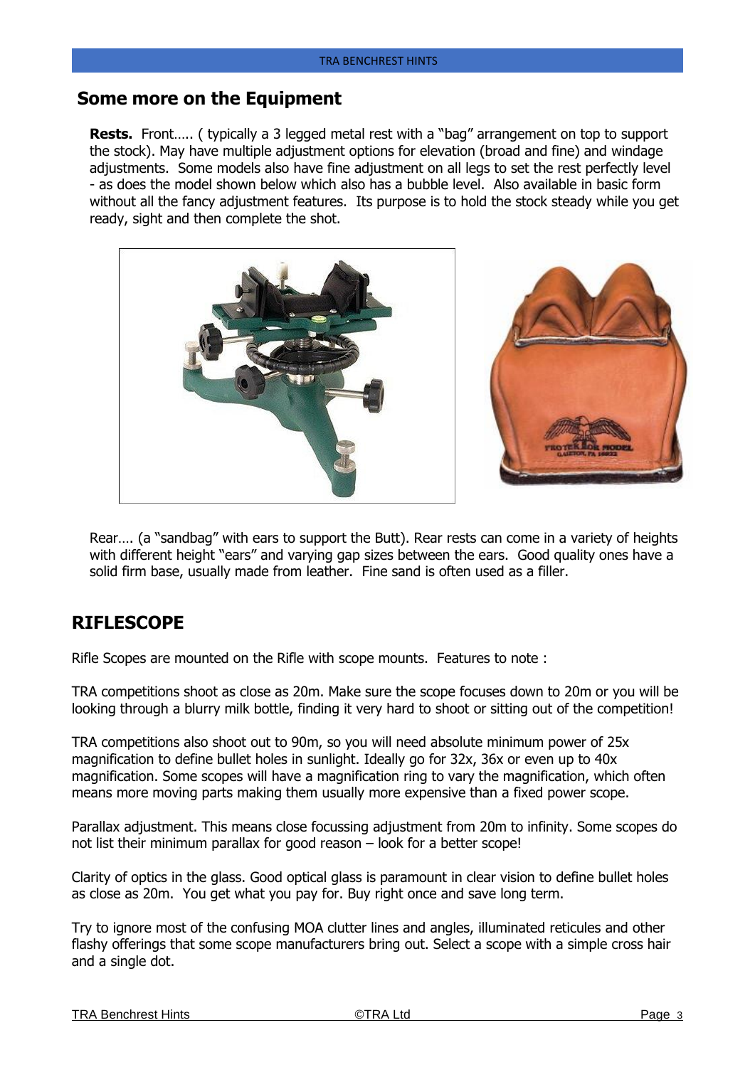## Some more on the Equipment

**Rests.** Front….. ( typically a 3 legged metal rest with a "bag" arrangement on top to support the stock). May have multiple adjustment options for elevation (broad and fine) and windage adjustments. Some models also have fine adjustment on all legs to set the rest perfectly level - as does the model shown below which also has a bubble level. Also available in basic form without all the fancy adjustment features. Its purpose is to hold the stock steady while you get ready, sight and then complete the shot.

Rear…. (a "sandbag" with ears to support the Butt). Rear rests can come in a variety of heights with different height "ears" and varying gap sizes between the ears. Good quality ones have a solid firm base, usually made from leather. Fine sand is often used as a filler.

## RIFLESCOPE

Rifle Scopes are mounted on the Rifle with scope mounts. Features to note :

TRA competitions shoot as close as 20m. Make sure the scope focuses down to 20m or you will be looking through a blurry milk bottle, finding it very hard to shoot or sitting out of the competition!

TRA competitions also shoot out to 90m, so you will need absolute minimum power of 25x magnification to define bullet holes in sunlight. Ideally go for 32x, 36x or even up to 40x magnification. Some scopes will have a magnification ring to vary the magnification, which often means more moving parts making them usually more expensive than a fixed power scope.

Parallax adjustment. This means close focussing adjustment from 20m to infinity. Some scopes do not list their minimum parallax for good reason – look for a better scope!

Clarity of optics in the glass. Good optical glass is paramount in clear vision to define bullet holes as close as 20m. You get what you pay for. Buy right once and save long term.

Try to ignore most of the confusing MOA clutter lines and angles, illuminated reticules and other flashy offerings that some scope manufacturers bring out. Select a scope with a simple cross hair and a single dot.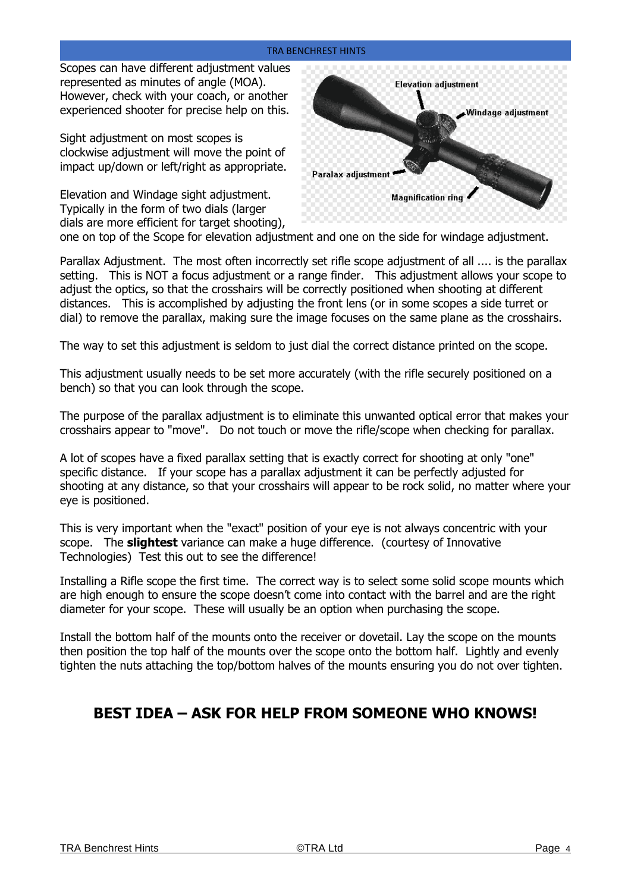Scopes can have different adjustment values represented as minutes of angle (MOA). However, check with your coach, or another experienced shooter for precise help on this.

Sight adjustment on most scopes is clockwise adjustment will move the point of impact up/down or left/right as appropriate.

Elevation and Windage sight adjustment. Typically in the form of two dials (larger dials are more efficient for target shooting), one on top of the Scope for elevation adjustment and one on the side for windage adjustment.

Parallax Adjustment. The most often incorrectly set rifle scope adjustment of all .... is the parallax setting. This is NOT a focus adjustment or a range finder. This adjustment allows your scope to adjust the optics, so that the crosshairs will be correctly positioned when shooting at different distances. This is accomplished by adjusting the front lens (or in some scopes a side turret or dial) to remove the parallax, making sure the image focuses on the same plane as the crosshairs.

The way to set this adjustment is seldom to just dial the correct distance printed on the scope.

This adjustment usually needs to be set more accurately (with the rifle securely positioned on a bench) so that you can look through the scope.

The purpose of the parallax adjustment is to eliminate this unwanted optical error that makes your crosshairs appear to "move". Do not touch or move the rifle/scope when checking for parallax.

A lot of scopes have a fixed parallax setting that is exactly correct for shooting at only "one" specific distance. If your scope has a parallax adjustment it can be perfectly adjusted for shooting at any distance, so that your crosshairs will appear to be rock solid, no matter where your eye is positioned.

This is very important when the "exact" position of your eye is not always concentric with your scope. The **slightest** variance can make a huge difference. (courtesy of Innovative Technologies) Test this out to see the difference!

Installing a Rifle scope the first time. The correct way is to select some solid scope mounts which are high enough to ensure the scope doesn't come into contact with the barrel and are the right diameter for your scope. These will usually be an option when purchasing the scope.

Install the bottom half of the mounts onto the receiver or dovetail. Lay the scope on the mounts then position the top half of the mounts over the scope onto the bottom half. Lightly and evenly tighten the nuts attaching the top/bottom halves of the mounts ensuring you do not over tighten.

## BEST IDEA – ASK FOR HELP FROM SOMEONE WHO KNOWS!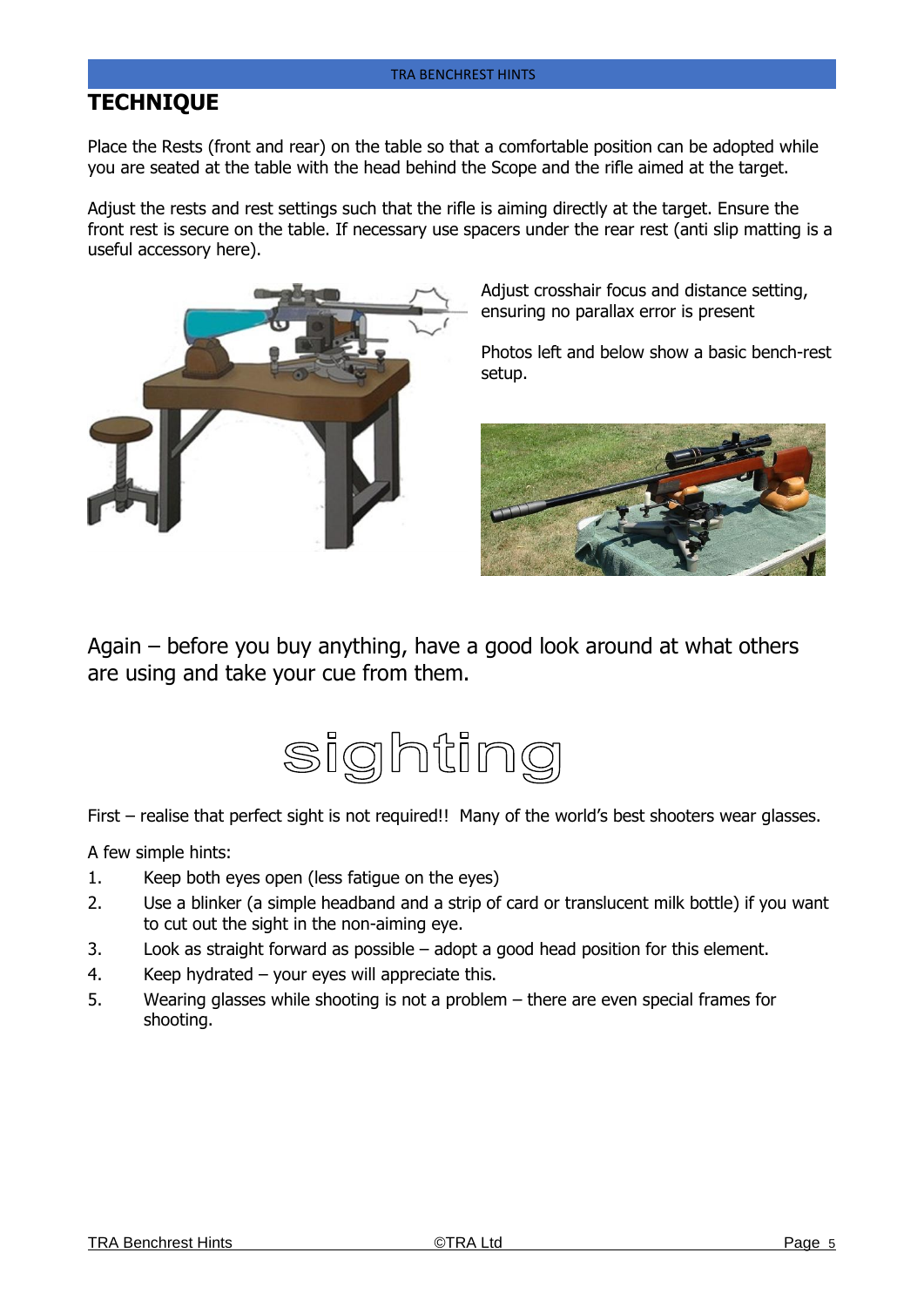## TECHNIQUE

Place the Rests (front and rear) on the table so that a comfortable position can be adopted while you are seated at the table with the head behind the Scope and the rifle aimed at the target.

Adjust the rests and rest settings such that the rifle is aiming directly at the target. Ensure the front rest is secure on the table. If necessary use spacers under the rear rest (anti slip matting is a useful accessory here).

Adjust crosshair focus and distance setting, ensuring no parallax error is present

Photos left and below show a basic bench-rest setup.

Again – before you buy anything, have a good look around at what others are using and take your cue from them.

## sighting

First – realise that perfect sight is not required!! Many of the world's best shooters wear glasses.

A few simple hints:

1. Keep both eyes open (less fatigue on the eyes)
2. Use a blinker (a simple headband and a strip of card or translucent milk bottle) if you want to cut out the sight in the non-aiming eye.
3. Look as straight forward as possible – adopt a good head position for this element.
4. Keep hydrated – your eyes will appreciate this.
5. Wearing glasses while shooting is not a problem – there are even special frames for shooting.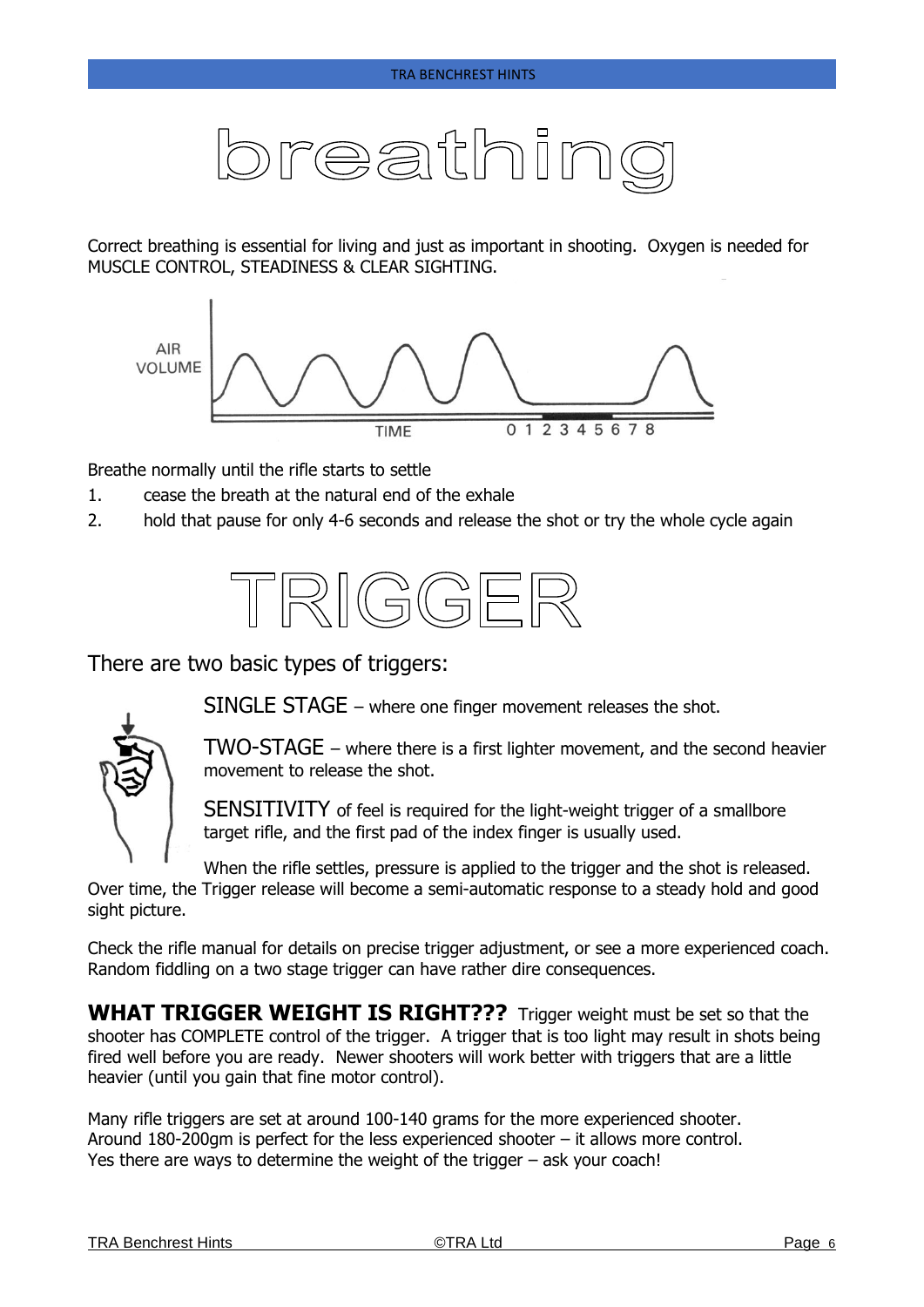# breathing

Correct breathing is essential for living and just as important in shooting. Oxygen is needed for MUSCLE CONTROL, STEADINESS & CLEAR SIGHTING.

Breathe normally until the rifle starts to settle

1. cease the breath at the natural end of the exhale
2. hold that pause for only 4-6 seconds and release the shot or try the whole cycle again

# TRIGGER

There are two basic types of triggers:

SINGLE STAGE – where one finger movement releases the shot.

TWO-STAGE – where there is a first lighter movement, and the second heavier movement to release the shot.

SENSITIVITY of feel is required for the light-weight trigger of a smallbore target rifle, and the first pad of the index finger is usually used.

When the rifle settles, pressure is applied to the trigger and the shot is released. Over time, the Trigger release will become a semi-automatic response to a steady hold and good sight picture.

Check the rifle manual for details on precise trigger adjustment, or see a more experienced coach. Random fiddling on a two stage trigger can have rather dire consequences.

**WHAT TRIGGER WEIGHT IS RIGHT???** Trigger weight must be set so that the shooter has COMPLETE control of the trigger. A trigger that is too light may result in shots being fired well before you are ready. Newer shooters will work better with triggers that are a little heavier (until you gain that fine motor control).

Many rifle triggers are set at around 100-140 grams for the more experienced shooter.
Around 180-200gm is perfect for the less experienced shooter – it allows more control.
Yes there are ways to determine the weight of the trigger – ask your coach!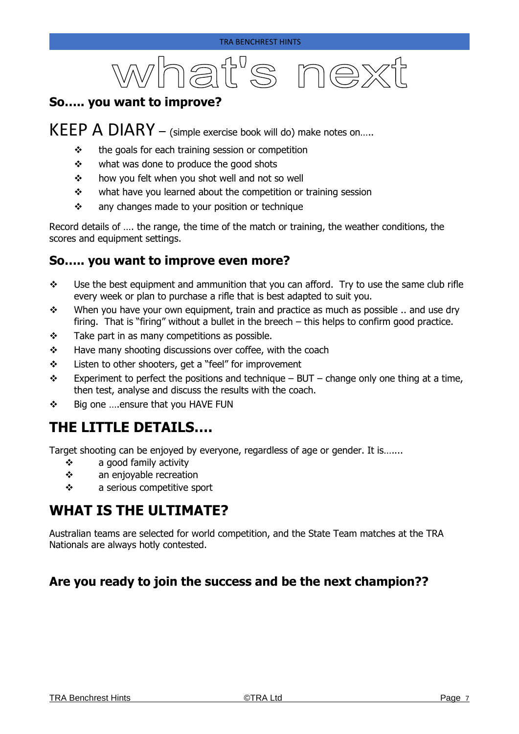# what's next

## So….. you want to improve?

KEEP A DIARY – (simple exercise book will do) make notes on…..

- the goals for each training session or competition
- what was done to produce the good shots
- how you felt when you shot well and not so well
- what have you learned about the competition or training session
- any changes made to your position or technique

Record details of …. the range, the time of the match or training, the weather conditions, the scores and equipment settings.

## So….. you want to improve even more?

- Use the best equipment and ammunition that you can afford. Try to use the same club rifle every week or plan to purchase a rifle that is best adapted to suit you.
- When you have your own equipment, train and practice as much as possible .. and use dry firing. That is "firing" without a bullet in the breech – this helps to confirm good practice.
- Take part in as many competitions as possible.
- Have many shooting discussions over coffee, with the coach
- Listen to other shooters, get a "feel" for improvement
- Experiment to perfect the positions and technique – BUT – change only one thing at a time, then test, analyse and discuss the results with the coach.
- Big one ….ensure that you HAVE FUN

## THE LITTLE DETAILS….

Target shooting can be enjoyed by everyone, regardless of age or gender. It is…....

- a good family activity
- an enjoyable recreation
- a serious competitive sport

## WHAT IS THE ULTIMATE?

Australian teams are selected for world competition, and the State Team matches at the TRA Nationals are always hotly contested.

## Are you ready to join the success and be the next champion??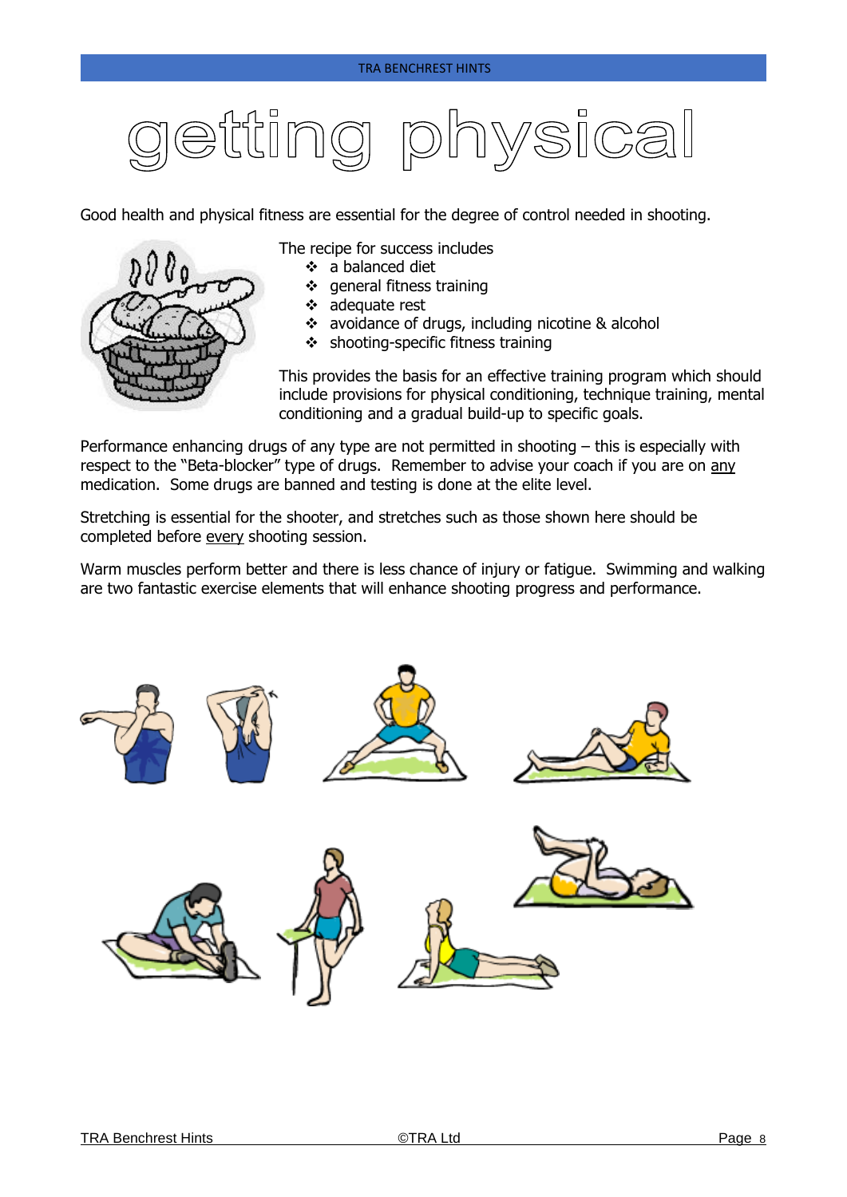# getting physical

Good health and physical fitness are essential for the degree of control needed in shooting.

The recipe for success includes

- a balanced diet
- general fitness training
- adequate rest
- avoidance of drugs, including nicotine & alcohol
- shooting-specific fitness training

This provides the basis for an effective training program which should include provisions for physical conditioning, technique training, mental conditioning and a gradual build-up to specific goals.

Performance enhancing drugs of any type are not permitted in shooting – this is especially with respect to the "Beta-blocker" type of drugs. Remember to advise your coach if you are on <u>any</u> medication. Some drugs are banned and testing is done at the elite level.

Stretching is essential for the shooter, and stretches such as those shown here should be completed before <u>every</u> shooting session.

Warm muscles perform better and there is less chance of injury or fatigue. Swimming and walking are two fantastic exercise elements that will enhance shooting progress and performance.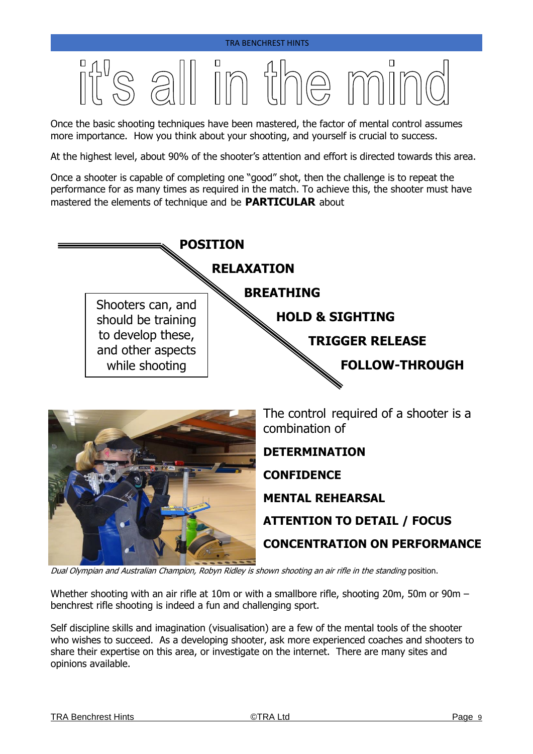# it's all in the mind

Once the basic shooting techniques have been mastered, the factor of mental control assumes more importance. How you think about your shooting, and yourself is crucial to success.

At the highest level, about 90% of the shooter's attention and effort is directed towards this area.

Once a shooter is capable of completing one "good" shot, then the challenge is to repeat the performance for as many times as required in the match. To achieve this, the shooter must have mastered the elements of technique and be **PARTICULAR** about

**POSITION**

**RELAXATION**

**BREATHING**

**HOLD & SIGHTING**

**TRIGGER RELEASE**

**FOLLOW-THROUGH**

Shooters can, and should be training to develop these, and other aspects while shooting

The control required of a shooter is a combination of

**DETERMINATION**

**CONFIDENCE**

**MENTAL REHEARSAL**

**ATTENTION TO DETAIL / FOCUS**

**CONCENTRATION ON PERFORMANCE**

*Dual Olympian and Australian Champion, Robyn Ridley is shown shooting an air rifle in the standing* position.

Whether shooting with an air rifle at 10m or with a smallbore rifle, shooting 20m, 50m or 90m – benchrest rifle shooting is indeed a fun and challenging sport.

Self discipline skills and imagination (visualisation) are a few of the mental tools of the shooter who wishes to succeed. As a developing shooter, ask more experienced coaches and shooters to share their expertise on this area, or investigate on the internet. There are many sites and opinions available.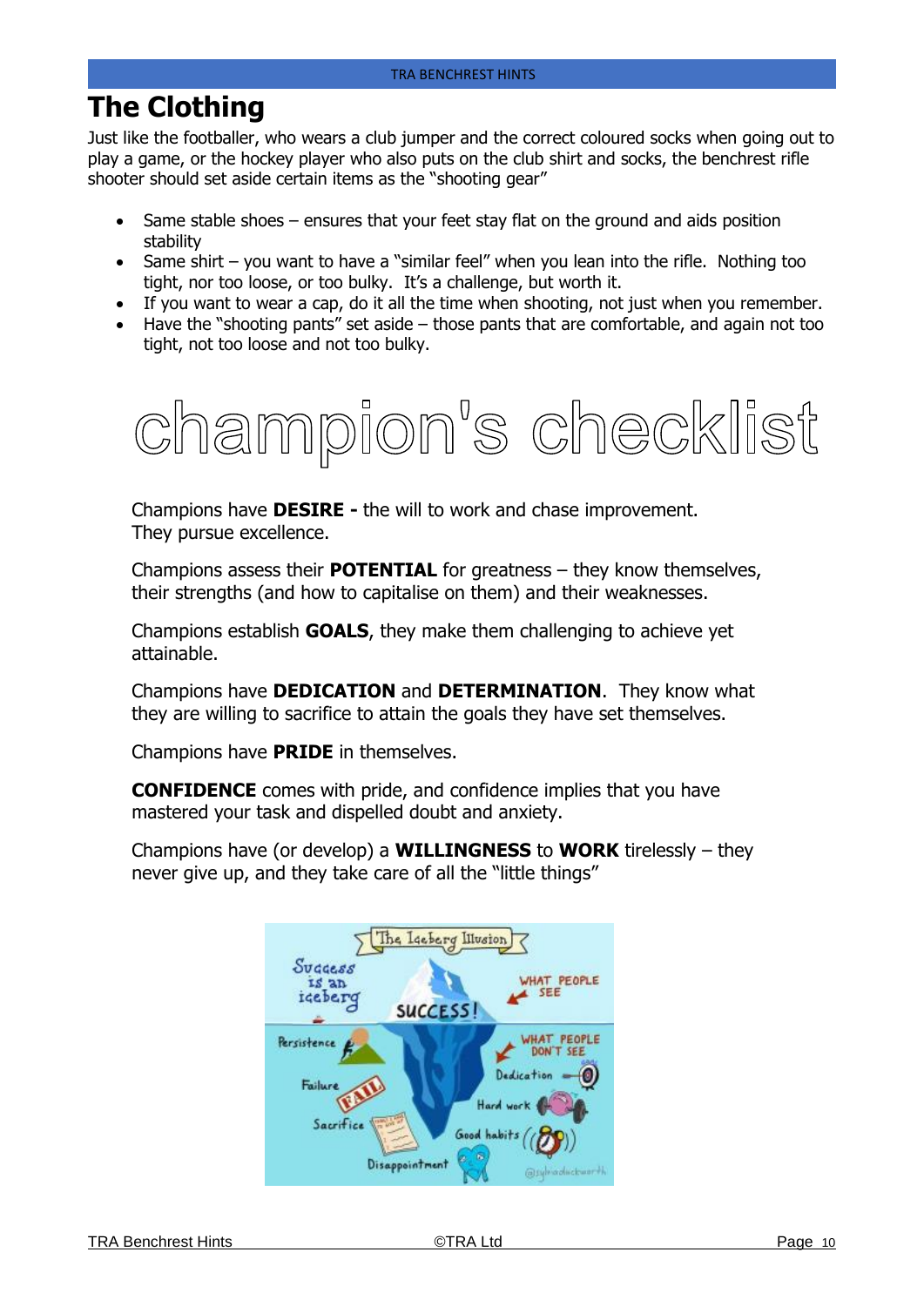## The Clothing

Just like the footballer, who wears a club jumper and the correct coloured socks when going out to play a game, or the hockey player who also puts on the club shirt and socks, the benchrest rifle shooter should set aside certain items as the "shooting gear"

- Same stable shoes – ensures that your feet stay flat on the ground and aids position stability
- Same shirt – you want to have a "similar feel" when you lean into the rifle. Nothing too tight, nor too loose, or too bulky. It's a challenge, but worth it.
- If you want to wear a cap, do it all the time when shooting, not just when you remember.
- Have the "shooting pants" set aside – those pants that are comfortable, and again not too tight, not too loose and not too bulky.

# champion's checklist

Champions have **DESIRE -** the will to work and chase improvement. They pursue excellence.

Champions assess their **POTENTIAL** for greatness – they know themselves, their strengths (and how to capitalise on them) and their weaknesses.

Champions establish **GOALS**, they make them challenging to achieve yet attainable.

Champions have **DEDICATION** and **DETERMINATION**. They know what they are willing to sacrifice to attain the goals they have set themselves.

Champions have **PRIDE** in themselves.

**CONFIDENCE** comes with pride, and confidence implies that you have mastered your task and dispelled doubt and anxiety.

Champions have (or develop) a **WILLINGNESS** to **WORK** tirelessly – they never give up, and they take care of all the "little things"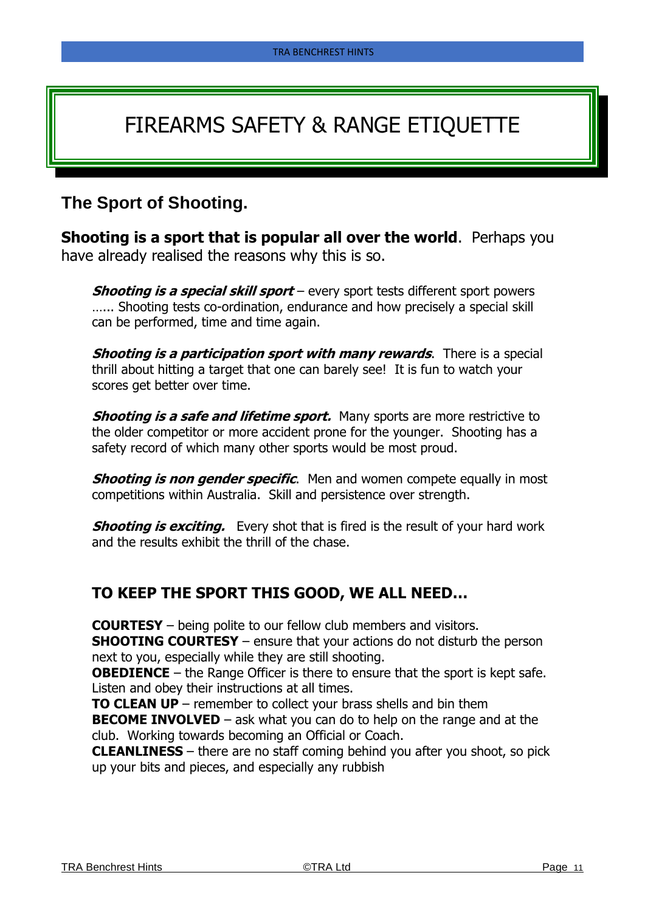# FIREARMS SAFETY & RANGE ETIQUETTE

## The Sport of Shooting.

**Shooting is a sport that is popular all over the world**. Perhaps you have already realised the reasons why this is so.

***Shooting is a special skill sport*** – every sport tests different sport powers …... Shooting tests co-ordination, endurance and how precisely a special skill can be performed, time and time again.

***Shooting is a participation sport with many rewards***. There is a special thrill about hitting a target that one can barely see! It is fun to watch your scores get better over time.

***Shooting is a safe and lifetime sport.*** Many sports are more restrictive to the older competitor or more accident prone for the younger. Shooting has a safety record of which many other sports would be most proud.

***Shooting is non gender specific***. Men and women compete equally in most competitions within Australia. Skill and persistence over strength.

***Shooting is exciting.*** Every shot that is fired is the result of your hard work and the results exhibit the thrill of the chase.

### TO KEEP THE SPORT THIS GOOD, WE ALL NEED…

**COURTESY** – being polite to our fellow club members and visitors.
**SHOOTING COURTESY** – ensure that your actions do not disturb the person next to you, especially while they are still shooting.
**OBEDIENCE** – the Range Officer is there to ensure that the sport is kept safe. Listen and obey their instructions at all times.
**TO CLEAN UP** – remember to collect your brass shells and bin them
**BECOME INVOLVED** – ask what you can do to help on the range and at the club. Working towards becoming an Official or Coach.
**CLEANLINESS** – there are no staff coming behind you after you shoot, so pick up your bits and pieces, and especially any rubbish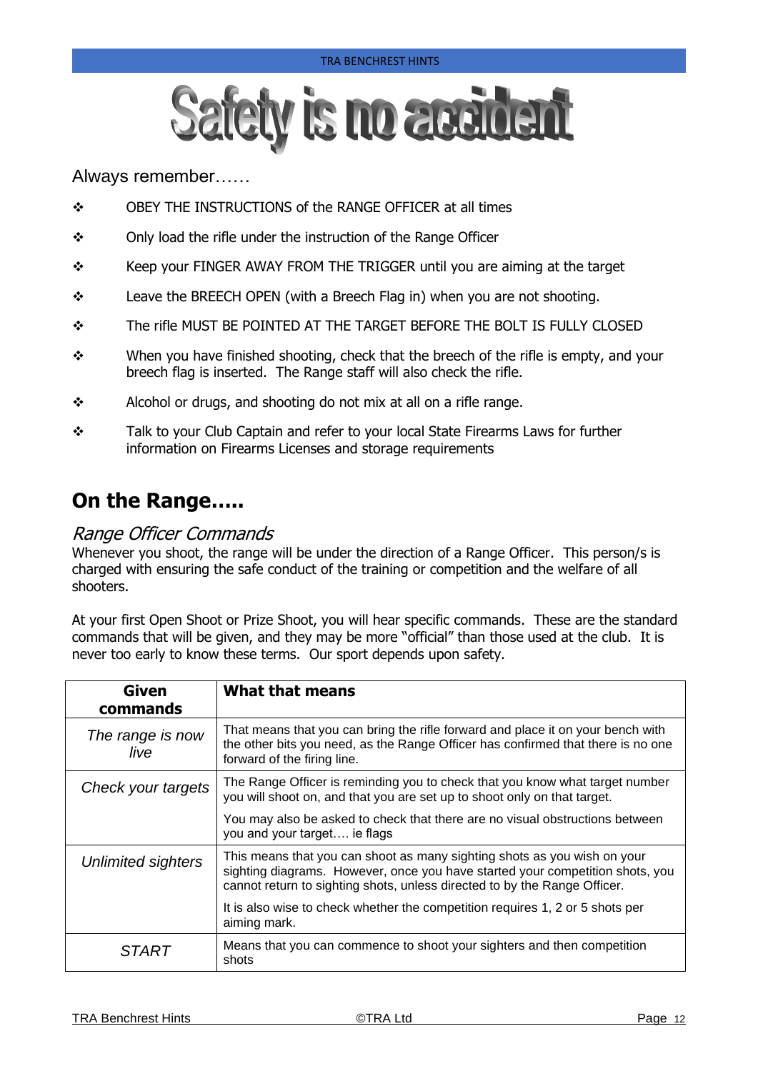# Safety is no accident

Always remember……

- OBEY THE INSTRUCTIONS of the RANGE OFFICER at all times
- Only load the rifle under the instruction of the Range Officer
- Keep your FINGER AWAY FROM THE TRIGGER until you are aiming at the target
- Leave the BREECH OPEN (with a Breech Flag in) when you are not shooting.
- The rifle MUST BE POINTED AT THE TARGET BEFORE THE BOLT IS FULLY CLOSED
- When you have finished shooting, check that the breech of the rifle is empty, and your breech flag is inserted. The Range staff will also check the rifle.
- Alcohol or drugs, and shooting do not mix at all on a rifle range.
- Talk to your Club Captain and refer to your local State Firearms Laws for further information on Firearms Licenses and storage requirements

## On the Range…..

### *Range Officer Commands*

Whenever you shoot, the range will be under the direction of a Range Officer. This person/s is charged with ensuring the safe conduct of the training or competition and the welfare of all shooters.

At your first Open Shoot or Prize Shoot, you will hear specific commands. These are the standard commands that will be given, and they may be more "official" than those used at the club. It is never too early to know these terms. Our sport depends upon safety.

| Given commands | What that means |
|---|---|
| *The range is now live* | That means that you can bring the rifle forward and place it on your bench with the other bits you need, as the Range Officer has confirmed that there is no one forward of the firing line. |
| *Check your targets* | The Range Officer is reminding you to check that you know what target number you will shoot on, and that you are set up to shoot only on that target.<br><br>You may also be asked to check that there are no visual obstructions between you and your target…. ie flags |
| *Unlimited sighters* | This means that you can shoot as many sighting shots as you wish on your sighting diagrams. However, once you have started your competition shots, you cannot return to sighting shots, unless directed to by the Range Officer.<br><br>It is also wise to check whether the competition requires 1, 2 or 5 shots per aiming mark. |
| *START* | Means that you can commence to shoot your sighters and then competition shots |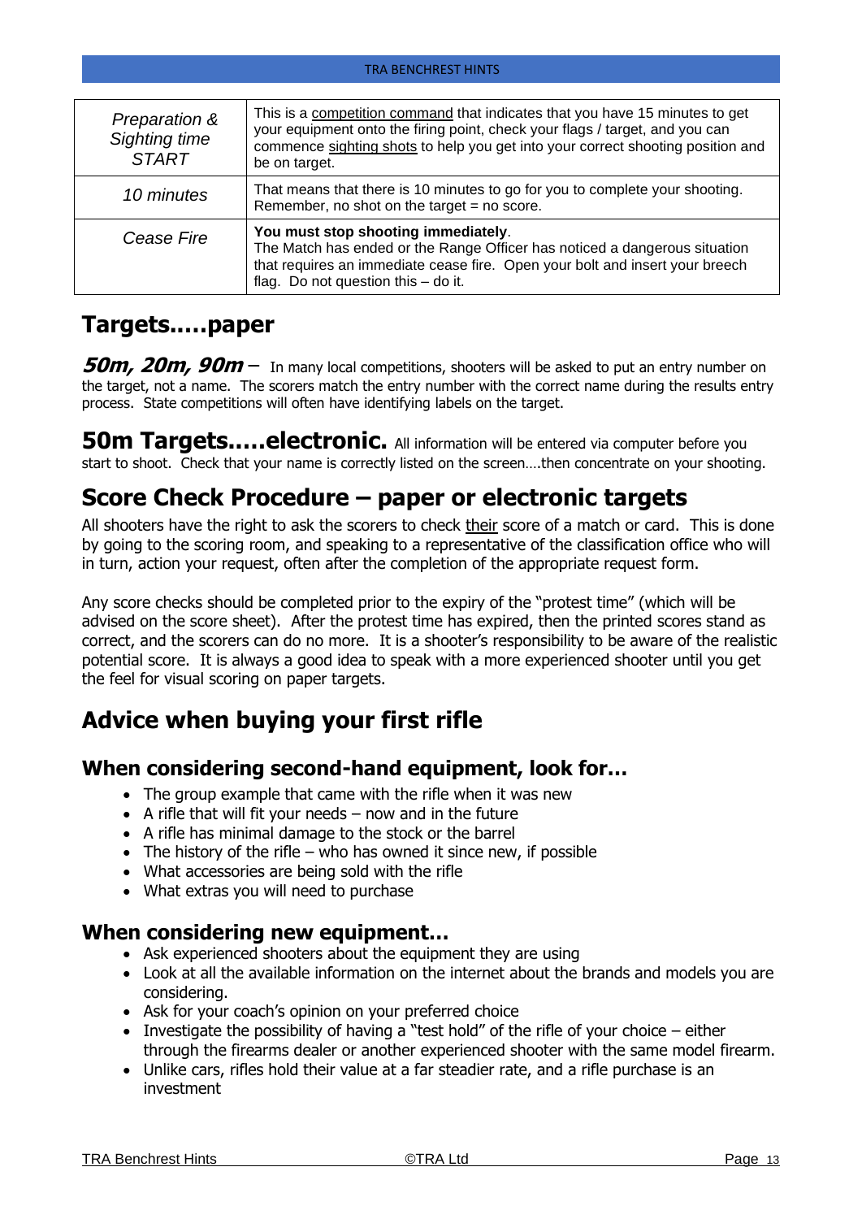| | |
|---|---|
| *Preparation & Sighting time START* | This is a competition command that indicates that you have 15 minutes to get your equipment onto the firing point, check your flags / target, and you can commence sighting shots to help you get into your correct shooting position and be on target. |
| *10 minutes* | That means that there is 10 minutes to go for you to complete your shooting. Remember, no shot on the target = no score. |
| *Cease Fire* | **You must stop shooting immediately**. The Match has ended or the Range Officer has noticed a dangerous situation that requires an immediate cease fire. Open your bolt and insert your breech flag. Do not question this – do it. |

## Targets.....paper

***50m, 20m, 90m*** – In many local competitions, shooters will be asked to put an entry number on the target, not a name. The scorers match the entry number with the correct name during the results entry process. State competitions will often have identifying labels on the target.

**50m Targets.....electronic.** All information will be entered via computer before you start to shoot. Check that your name is correctly listed on the screen….then concentrate on your shooting.

## Score Check Procedure – paper or electronic targets

All shooters have the right to ask the scorers to check their score of a match or card. This is done by going to the scoring room, and speaking to a representative of the classification office who will in turn, action your request, often after the completion of the appropriate request form.

Any score checks should be completed prior to the expiry of the "protest time" (which will be advised on the score sheet). After the protest time has expired, then the printed scores stand as correct, and the scorers can do no more. It is a shooter's responsibility to be aware of the realistic potential score. It is always a good idea to speak with a more experienced shooter until you get the feel for visual scoring on paper targets.

## Advice when buying your first rifle

### When considering second-hand equipment, look for…

- The group example that came with the rifle when it was new
- A rifle that will fit your needs – now and in the future
- A rifle has minimal damage to the stock or the barrel
- The history of the rifle – who has owned it since new, if possible
- What accessories are being sold with the rifle
- What extras you will need to purchase

### When considering new equipment…

- Ask experienced shooters about the equipment they are using
- Look at all the available information on the internet about the brands and models you are considering.
- Ask for your coach's opinion on your preferred choice
- Investigate the possibility of having a "test hold" of the rifle of your choice – either through the firearms dealer or another experienced shooter with the same model firearm.
- Unlike cars, rifles hold their value at a far steadier rate, and a rifle purchase is an investment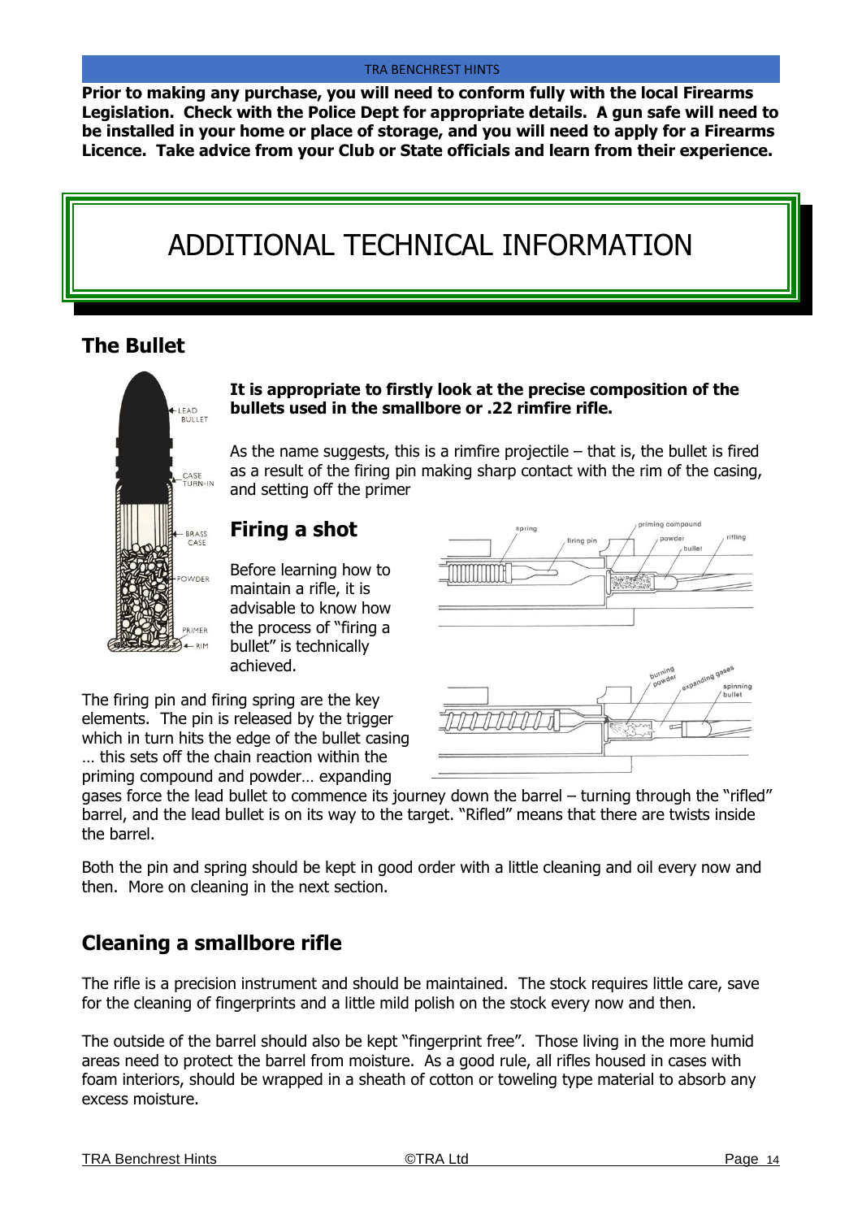**Prior to making any purchase, you will need to conform fully with the local Firearms Legislation. Check with the Police Dept for appropriate details. A gun safe will need to be installed in your home or place of storage, and you will need to apply for a Firearms Licence. Take advice from your Club or State officials and learn from their experience.**

# ADDITIONAL TECHNICAL INFORMATION

## The Bullet

**It is appropriate to firstly look at the precise composition of the bullets used in the smallbore or .22 rimfire rifle.**

As the name suggests, this is a rimfire projectile – that is, the bullet is fired as a result of the firing pin making sharp contact with the rim of the casing, and setting off the primer

## Firing a shot

Before learning how to maintain a rifle, it is advisable to know how the process of "firing a bullet" is technically achieved.

The firing pin and firing spring are the key elements. The pin is released by the trigger which in turn hits the edge of the bullet casing … this sets off the chain reaction within the priming compound and powder… expanding gases force the lead bullet to commence its journey down the barrel – turning through the "rifled" barrel, and the lead bullet is on its way to the target. "Rifled" means that there are twists inside the barrel.

Both the pin and spring should be kept in good order with a little cleaning and oil every now and then. More on cleaning in the next section.

## Cleaning a smallbore rifle

The rifle is a precision instrument and should be maintained. The stock requires little care, save for the cleaning of fingerprints and a little mild polish on the stock every now and then.

The outside of the barrel should also be kept "fingerprint free". Those living in the more humid areas need to protect the barrel from moisture. As a good rule, all rifles housed in cases with foam interiors, should be wrapped in a sheath of cotton or toweling type material to absorb any excess moisture.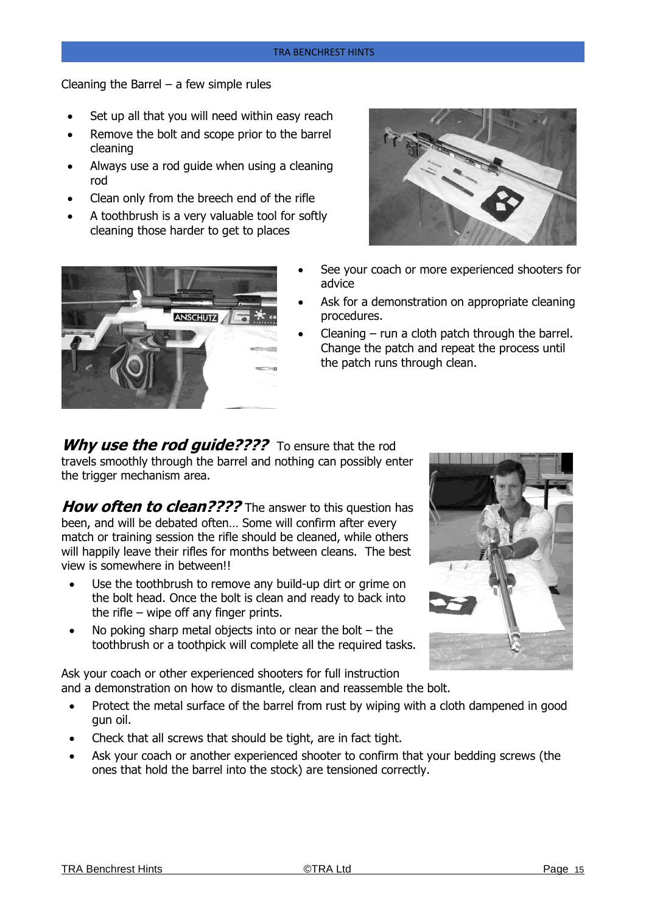Cleaning the Barrel – a few simple rules

- Set up all that you will need within easy reach
- Remove the bolt and scope prior to the barrel cleaning
- Always use a rod guide when using a cleaning rod
- Clean only from the breech end of the rifle
- A toothbrush is a very valuable tool for softly cleaning those harder to get to places
- See your coach or more experienced shooters for advice
- Ask for a demonstration on appropriate cleaning procedures.
- Cleaning – run a cloth patch through the barrel. Change the patch and repeat the process until the patch runs through clean.

***Why use the rod guide????*** To ensure that the rod travels smoothly through the barrel and nothing can possibly enter the trigger mechanism area.

***How often to clean????*** The answer to this question has been, and will be debated often… Some will confirm after every match or training session the rifle should be cleaned, while others will happily leave their rifles for months between cleans. The best view is somewhere in between!!

- Use the toothbrush to remove any build-up dirt or grime on the bolt head. Once the bolt is clean and ready to back into the rifle – wipe off any finger prints.
- No poking sharp metal objects into or near the bolt – the toothbrush or a toothpick will complete all the required tasks.

Ask your coach or other experienced shooters for full instruction and a demonstration on how to dismantle, clean and reassemble the bolt.

- Protect the metal surface of the barrel from rust by wiping with a cloth dampened in good gun oil.
- Check that all screws that should be tight, are in fact tight.
- Ask your coach or another experienced shooter to confirm that your bedding screws (the ones that hold the barrel into the stock) are tensioned correctly.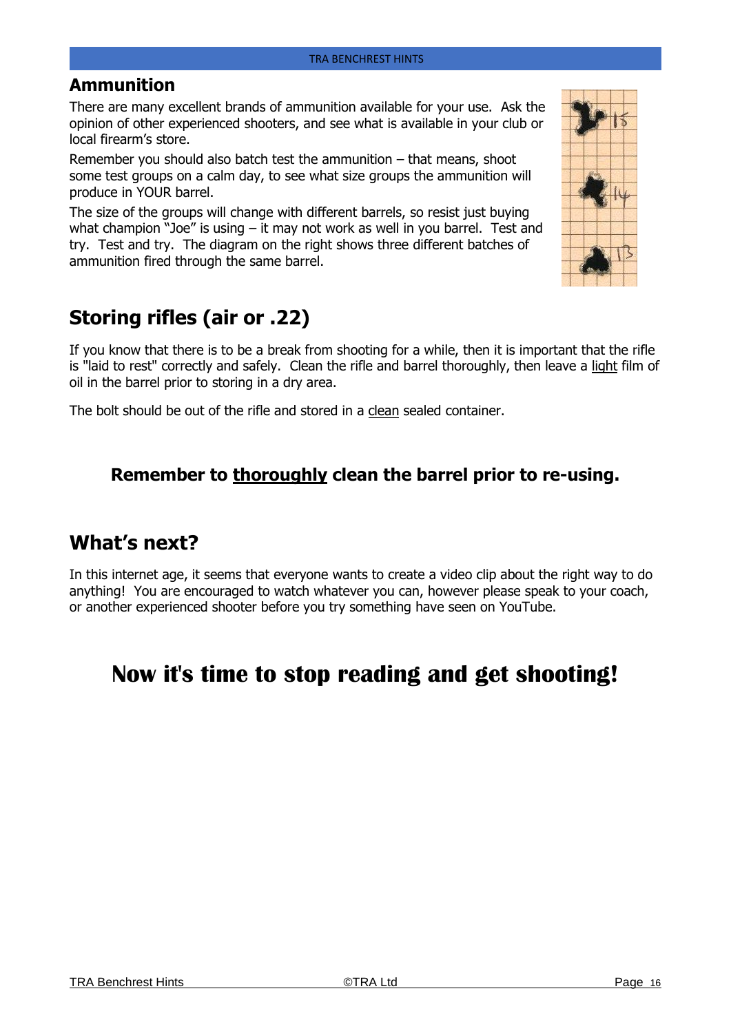## Ammunition

There are many excellent brands of ammunition available for your use. Ask the opinion of other experienced shooters, and see what is available in your club or local firearm's store.

Remember you should also batch test the ammunition – that means, shoot some test groups on a calm day, to see what size groups the ammunition will produce in YOUR barrel.

The size of the groups will change with different barrels, so resist just buying what champion "Joe" is using – it may not work as well in you barrel. Test and try. Test and try. The diagram on the right shows three different batches of ammunition fired through the same barrel.

## Storing rifles (air or .22)

If you know that there is to be a break from shooting for a while, then it is important that the rifle is "laid to rest" correctly and safely. Clean the rifle and barrel thoroughly, then leave a light film of oil in the barrel prior to storing in a dry area.

The bolt should be out of the rifle and stored in a clean sealed container.

**Remember to thoroughly clean the barrel prior to re-using.**

## What's next?

In this internet age, it seems that everyone wants to create a video clip about the right way to do anything! You are encouraged to watch whatever you can, however please speak to your coach, or another experienced shooter before you try something have seen on YouTube.

# Now it's time to stop reading and get shooting!